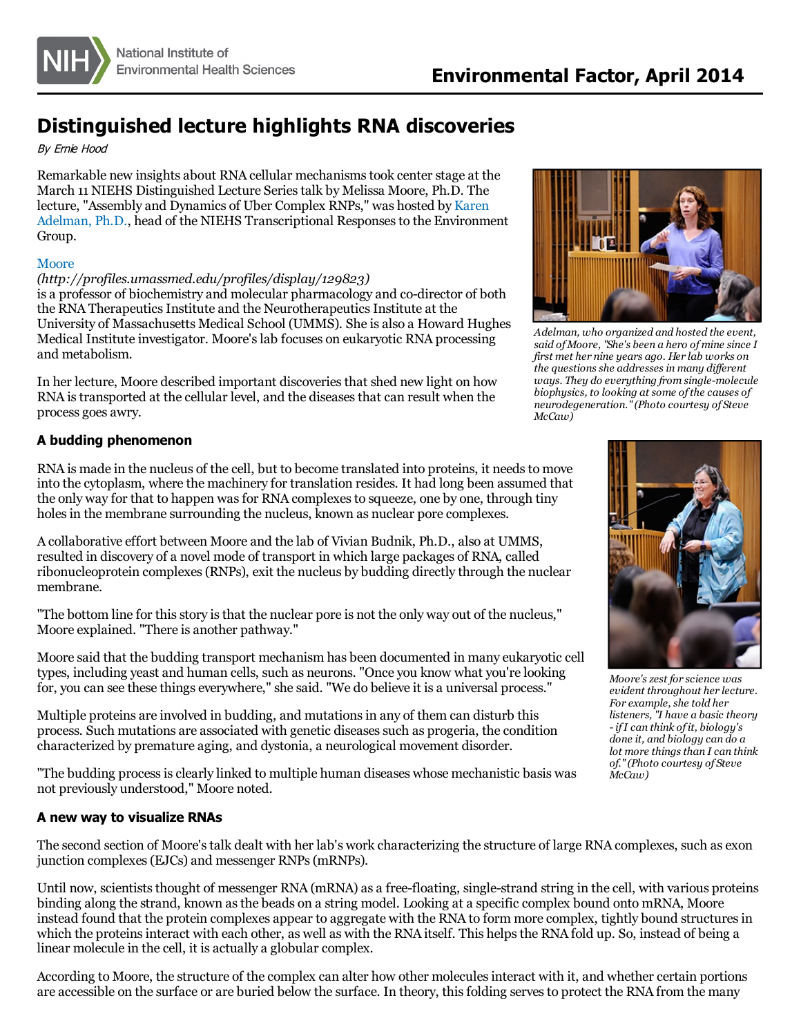# Distinguished lecture highlights RNA discoveries

*By Ernie Hood*

Remarkable new insights about RNA cellular mechanisms took center stage at the March 11 NIEHS Distinguished Lecture Series talk by Melissa Moore, Ph.D. The lecture, "Assembly and Dynamics of Uber Complex RNPs," was hosted by Karen Adelman, Ph.D., head of the NIEHS Transcriptional Responses to the Environment Group.

Moore *(http://profiles.umassmed.edu/profiles/display/129823)* is a professor of biochemistry and molecular pharmacology and co-director of both the RNA Therapeutics Institute and the Neurotherapeutics Institute at the University of Massachusetts Medical School (UMMS). She is also a Howard Hughes Medical Institute investigator. Moore's lab focuses on eukaryotic RNA processing and metabolism.

*Adelman, who organized and hosted the event, said of Moore, "She's been a hero of mine since I first met her nine years ago. Her lab works on the questions she addresses in many different ways. They do everything from single-molecule biophysics, to looking at some of the causes of neurodegeneration." (Photo courtesy of Steve McCaw)*

In her lecture, Moore described important discoveries that shed new light on how RNA is transported at the cellular level, and the diseases that can result when the process goes awry.

### A budding phenomenon

RNA is made in the nucleus of the cell, but to become translated into proteins, it needs to move into the cytoplasm, where the machinery for translation resides. It had long been assumed that the only way for that to happen was for RNA complexes to squeeze, one by one, through tiny holes in the membrane surrounding the nucleus, known as nuclear pore complexes.

A collaborative effort between Moore and the lab of Vivian Budnik, Ph.D., also at UMMS, resulted in discovery of a novel mode of transport in which large packages of RNA, called ribonucleoprotein complexes (RNPs), exit the nucleus by budding directly through the nuclear membrane.

"The bottom line for this story is that the nuclear pore is not the only way out of the nucleus," Moore explained. "There is another pathway."

Moore said that the budding transport mechanism has been documented in many eukaryotic cell types, including yeast and human cells, such as neurons. "Once you know what you're looking for, you can see these things everywhere," she said. "We do believe it is a universal process."

Multiple proteins are involved in budding, and mutations in any of them can disturb this process. Such mutations are associated with genetic diseases such as progeria, the condition characterized by premature aging, and dystonia, a neurological movement disorder.

"The budding process is clearly linked to multiple human diseases whose mechanistic basis was not previously understood," Moore noted.

*Moore's zest for science was evident throughout her lecture. For example, she told her listeners, "I have a basic theory - if I can think of it, biology's done it, and biology can do a lot more things than I can think of." (Photo courtesy of Steve McCaw)*

### A new way to visualize RNAs

The second section of Moore's talk dealt with her lab's work characterizing the structure of large RNA complexes, such as exon junction complexes (EJCs) and messenger RNPs (mRNPs).

Until now, scientists thought of messenger RNA (mRNA) as a free-floating, single-strand string in the cell, with various proteins binding along the strand, known as the beads on a string model. Looking at a specific complex bound onto mRNA, Moore instead found that the protein complexes appear to aggregate with the RNA to form more complex, tightly bound structures in which the proteins interact with each other, as well as with the RNA itself. This helps the RNA fold up. So, instead of being a linear molecule in the cell, it is actually a globular complex.

According to Moore, the structure of the complex can alter how other molecules interact with it, and whether certain portions are accessible on the surface or are buried below the surface. In theory, this folding serves to protect the RNA from the many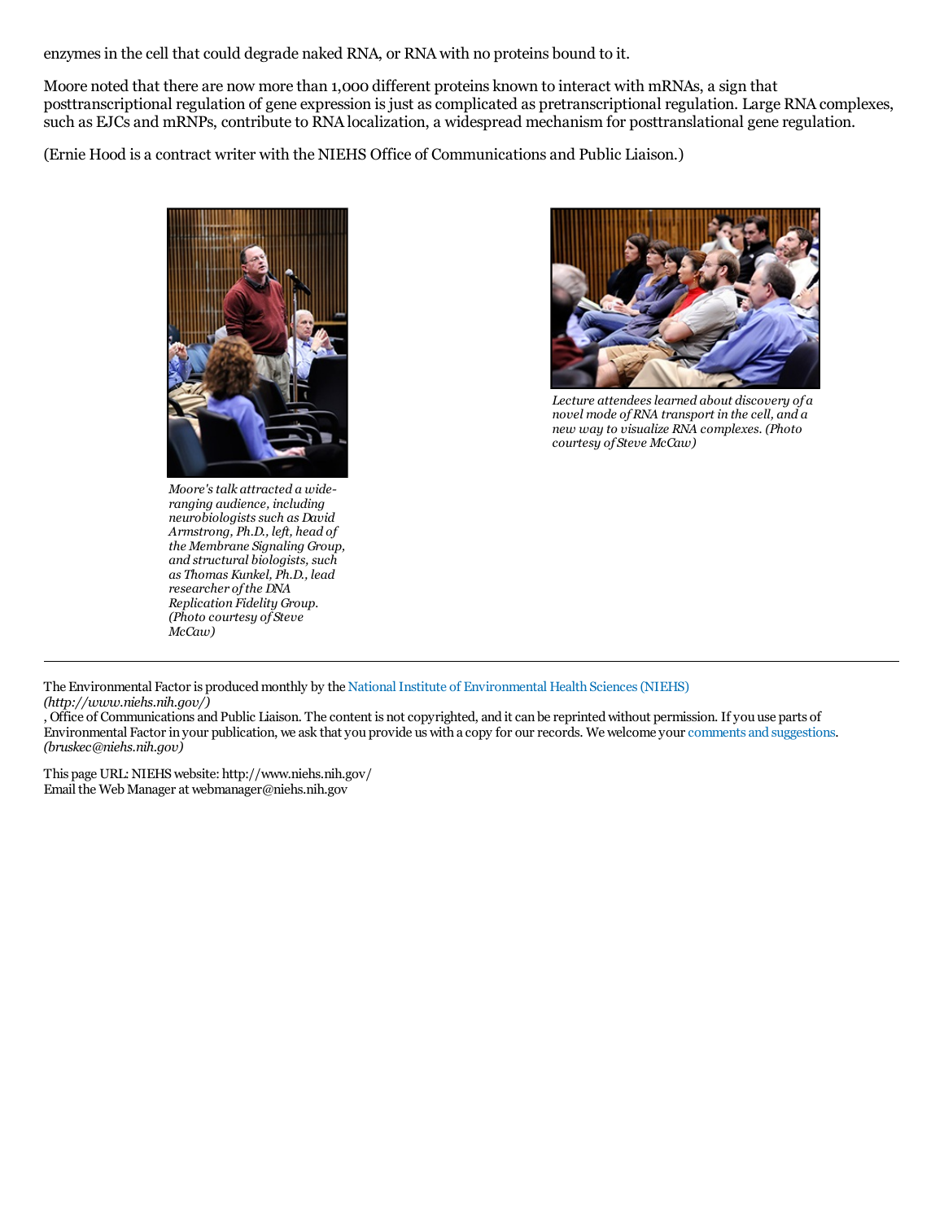enzymes in the cell that could degrade naked RNA, or RNA with no proteins bound to it.

Moore noted that there are now more than 1,000 different proteins known to interact with mRNAs, a sign that posttranscriptional regulation of gene expression is just as complicated as pretranscriptional regulation. Large RNA complexes, such as EJCs and mRNPs, contribute to RNA localization, a widespread mechanism for posttranslational gene regulation.

(Ernie Hood is a contract writer with the NIEHS Office of Communications and Public Liaison.)

*Moore's talk attracted a wide-ranging audience, including neurobiologists such as David Armstrong, Ph.D., left, head of the Membrane Signaling Group, and structural biologists, such as Thomas Kunkel, Ph.D., lead researcher of the DNA Replication Fidelity Group. (Photo courtesy of Steve McCaw)*

*Lecture attendees learned about discovery of a novel mode of RNA transport in the cell, and a new way to visualize RNA complexes. (Photo courtesy of Steve McCaw)*

---

The Environmental Factor is produced monthly by the National Institute of Environmental Health Sciences (NIEHS) *(http://www.niehs.nih.gov/)*
, Office of Communications and Public Liaison. The content is not copyrighted, and it can be reprinted without permission. If you use parts of Environmental Factor in your publication, we ask that you provide us with a copy for our records. We welcome your comments and suggestions. *(bruskec@niehs.nih.gov)*

This page URL: NIEHS website: http://www.niehs.nih.gov/
Email the Web Manager at webmanager@niehs.nih.gov